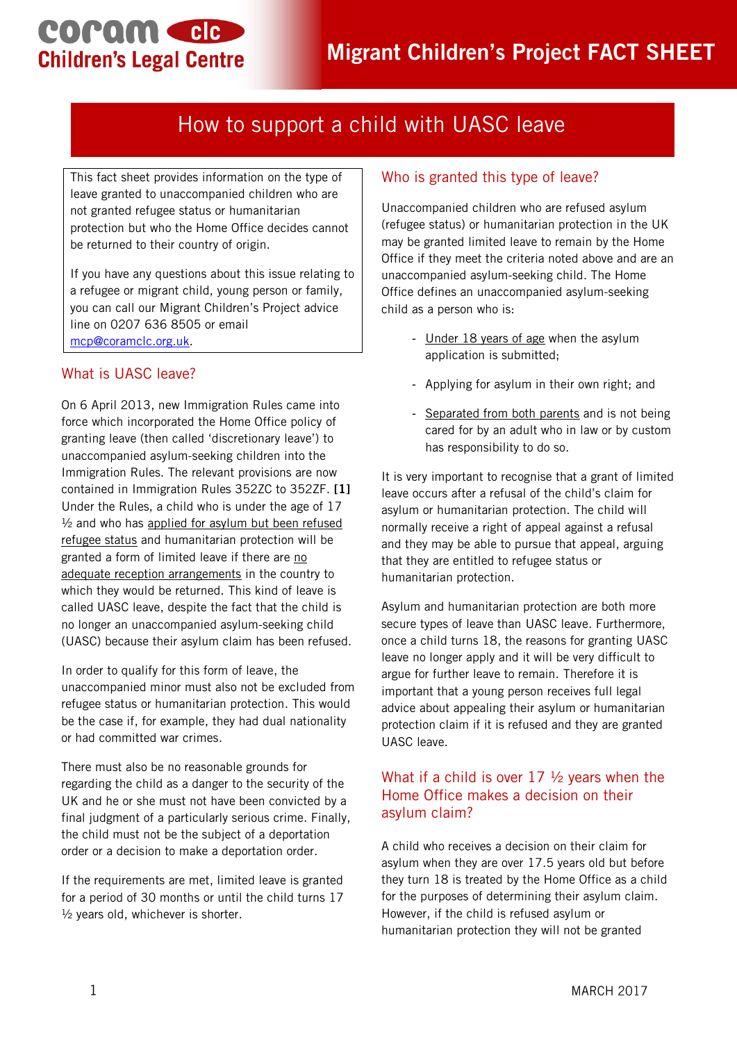# Migrant Children's Project FACT SHEET

## How to support a child with UASC leave

This fact sheet provides information on the type of leave granted to unaccompanied children who are not granted refugee status or humanitarian protection but who the Home Office decides cannot be returned to their country of origin.

If you have any questions about this issue relating to a refugee or migrant child, young person or family, you can call our Migrant Children's Project advice line on 0207 636 8505 or email mcp@coramclc.org.uk.

### What is UASC leave?

On 6 April 2013, new Immigration Rules came into force which incorporated the Home Office policy of granting leave (then called 'discretionary leave') to unaccompanied asylum-seeking children into the Immigration Rules. The relevant provisions are now contained in Immigration Rules 352ZC to 352ZF. **[1]** Under the Rules, a child who is under the age of 17 ½ and who has applied for asylum but been refused refugee status and humanitarian protection will be granted a form of limited leave if there are no adequate reception arrangements in the country to which they would be returned. This kind of leave is called UASC leave, despite the fact that the child is no longer an unaccompanied asylum-seeking child (UASC) because their asylum claim has been refused.

In order to qualify for this form of leave, the unaccompanied minor must also not be excluded from refugee status or humanitarian protection. This would be the case if, for example, they had dual nationality or had committed war crimes.

There must also be no reasonable grounds for regarding the child as a danger to the security of the UK and he or she must not have been convicted by a final judgment of a particularly serious crime. Finally, the child must not be the subject of a deportation order or a decision to make a deportation order.

If the requirements are met, limited leave is granted for a period of 30 months or until the child turns 17 ½ years old, whichever is shorter.

### Who is granted this type of leave?

Unaccompanied children who are refused asylum (refugee status) or humanitarian protection in the UK may be granted limited leave to remain by the Home Office if they meet the criteria noted above and are an unaccompanied asylum-seeking child. The Home Office defines an unaccompanied asylum-seeking child as a person who is:

- Under 18 years of age when the asylum application is submitted;
- Applying for asylum in their own right; and
- Separated from both parents and is not being cared for by an adult who in law or by custom has responsibility to do so.

It is very important to recognise that a grant of limited leave occurs after a refusal of the child's claim for asylum or humanitarian protection. The child will normally receive a right of appeal against a refusal and they may be able to pursue that appeal, arguing that they are entitled to refugee status or humanitarian protection.

Asylum and humanitarian protection are both more secure types of leave than UASC leave. Furthermore, once a child turns 18, the reasons for granting UASC leave no longer apply and it will be very difficult to argue for further leave to remain. Therefore it is important that a young person receives full legal advice about appealing their asylum or humanitarian protection claim if it is refused and they are granted UASC leave.

### What if a child is over 17 ½ years when the Home Office makes a decision on their asylum claim?

A child who receives a decision on their claim for asylum when they are over 17.5 years old but before they turn 18 is treated by the Home Office as a child for the purposes of determining their asylum claim. However, if the child is refused asylum or humanitarian protection they will not be granted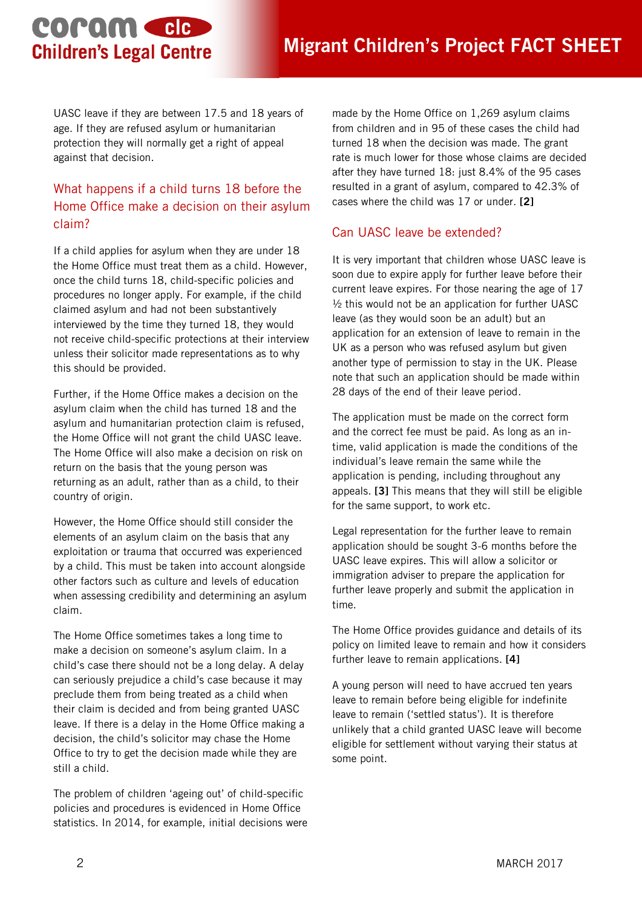UASC leave if they are between 17.5 and 18 years of age. If they are refused asylum or humanitarian protection they will normally get a right of appeal against that decision.

## What happens if a child turns 18 before the Home Office make a decision on their asylum claim?

If a child applies for asylum when they are under 18 the Home Office must treat them as a child. However, once the child turns 18, child-specific policies and procedures no longer apply. For example, if the child claimed asylum and had not been substantively interviewed by the time they turned 18, they would not receive child-specific protections at their interview unless their solicitor made representations as to why this should be provided.

Further, if the Home Office makes a decision on the asylum claim when the child has turned 18 and the asylum and humanitarian protection claim is refused, the Home Office will not grant the child UASC leave. The Home Office will also make a decision on risk on return on the basis that the young person was returning as an adult, rather than as a child, to their country of origin.

However, the Home Office should still consider the elements of an asylum claim on the basis that any exploitation or trauma that occurred was experienced by a child. This must be taken into account alongside other factors such as culture and levels of education when assessing credibility and determining an asylum claim.

The Home Office sometimes takes a long time to make a decision on someone's asylum claim. In a child's case there should not be a long delay. A delay can seriously prejudice a child's case because it may preclude them from being treated as a child when their claim is decided and from being granted UASC leave. If there is a delay in the Home Office making a decision, the child's solicitor may chase the Home Office to try to get the decision made while they are still a child.

The problem of children 'ageing out' of child-specific policies and procedures is evidenced in Home Office statistics. In 2014, for example, initial decisions were made by the Home Office on 1,269 asylum claims from children and in 95 of these cases the child had turned 18 when the decision was made. The grant rate is much lower for those whose claims are decided after they have turned 18: just 8.4% of the 95 cases resulted in a grant of asylum, compared to 42.3% of cases where the child was 17 or under. **[2]**

## Can UASC leave be extended?

It is very important that children whose UASC leave is soon due to expire apply for further leave before their current leave expires. For those nearing the age of 17 ½ this would not be an application for further UASC leave (as they would soon be an adult) but an application for an extension of leave to remain in the UK as a person who was refused asylum but given another type of permission to stay in the UK. Please note that such an application should be made within 28 days of the end of their leave period.

The application must be made on the correct form and the correct fee must be paid. As long as an in-time, valid application is made the conditions of the individual's leave remain the same while the application is pending, including throughout any appeals. **[3]** This means that they will still be eligible for the same support, to work etc.

Legal representation for the further leave to remain application should be sought 3-6 months before the UASC leave expires. This will allow a solicitor or immigration adviser to prepare the application for further leave properly and submit the application in time.

The Home Office provides guidance and details of its policy on limited leave to remain and how it considers further leave to remain applications. **[4]**

A young person will need to have accrued ten years leave to remain before being eligible for indefinite leave to remain ('settled status'). It is therefore unlikely that a child granted UASC leave will become eligible for settlement without varying their status at some point.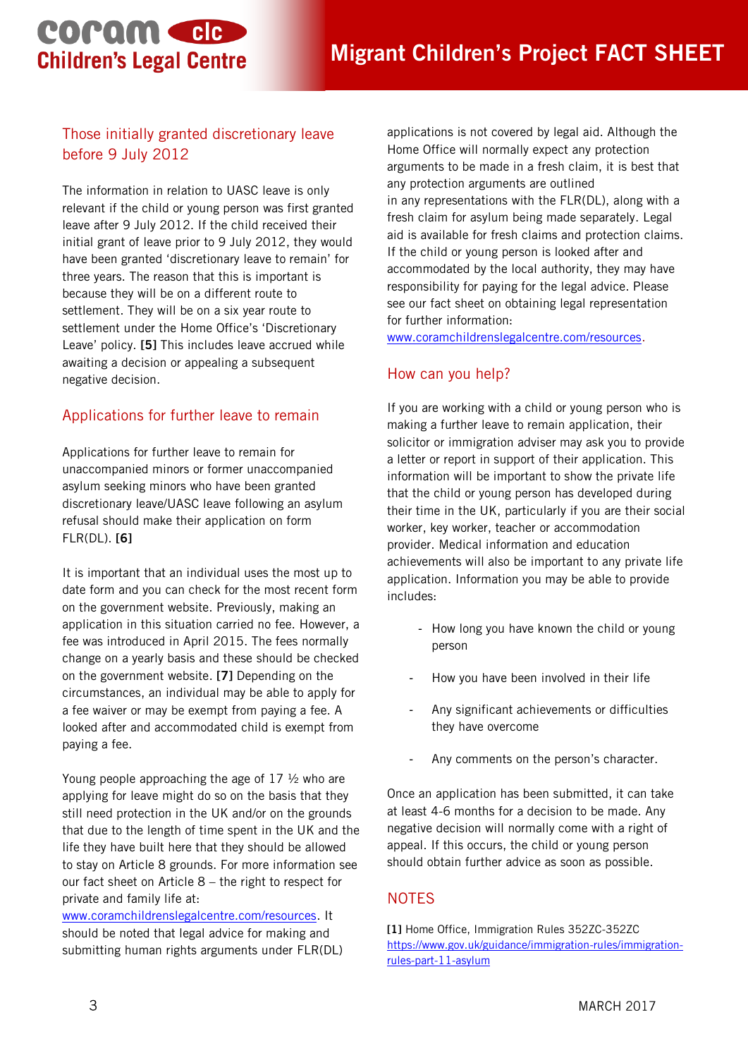## Those initially granted discretionary leave before 9 July 2012

The information in relation to UASC leave is only relevant if the child or young person was first granted leave after 9 July 2012. If the child received their initial grant of leave prior to 9 July 2012, they would have been granted 'discretionary leave to remain' for three years. The reason that this is important is because they will be on a different route to settlement. They will be on a six year route to settlement under the Home Office's 'Discretionary Leave' policy. **[5]** This includes leave accrued while awaiting a decision or appealing a subsequent negative decision.

## Applications for further leave to remain

Applications for further leave to remain for unaccompanied minors or former unaccompanied asylum seeking minors who have been granted discretionary leave/UASC leave following an asylum refusal should make their application on form FLR(DL). **[6]**

It is important that an individual uses the most up to date form and you can check for the most recent form on the government website. Previously, making an application in this situation carried no fee. However, a fee was introduced in April 2015. The fees normally change on a yearly basis and these should be checked on the government website. **[7]** Depending on the circumstances, an individual may be able to apply for a fee waiver or may be exempt from paying a fee. A looked after and accommodated child is exempt from paying a fee.

Young people approaching the age of 17 ½ who are applying for leave might do so on the basis that they still need protection in the UK and/or on the grounds that due to the length of time spent in the UK and the life they have built here that they should be allowed to stay on Article 8 grounds. For more information see our fact sheet on Article 8 – the right to respect for private and family life at: www.coramchildrenslegalcentre.com/resources. It should be noted that legal advice for making and submitting human rights arguments under FLR(DL) applications is not covered by legal aid. Although the Home Office will normally expect any protection arguments to be made in a fresh claim, it is best that any protection arguments are outlined in any representations with the FLR(DL), along with a fresh claim for asylum being made separately. Legal aid is available for fresh claims and protection claims. If the child or young person is looked after and accommodated by the local authority, they may have responsibility for paying for the legal advice. Please see our fact sheet on obtaining legal representation for further information: www.coramchildrenslegalcentre.com/resources.

## How can you help?

If you are working with a child or young person who is making a further leave to remain application, their solicitor or immigration adviser may ask you to provide a letter or report in support of their application. This information will be important to show the private life that the child or young person has developed during their time in the UK, particularly if you are their social worker, key worker, teacher or accommodation provider. Medical information and education achievements will also be important to any private life application. Information you may be able to provide includes:

- How long you have known the child or young person
- How you have been involved in their life
- Any significant achievements or difficulties they have overcome
- Any comments on the person's character.

Once an application has been submitted, it can take at least 4-6 months for a decision to be made. Any negative decision will normally come with a right of appeal. If this occurs, the child or young person should obtain further advice as soon as possible.

## NOTES

**[1]** Home Office, Immigration Rules 352ZC-352ZC https://www.gov.uk/guidance/immigration-rules/immigration-rules-part-11-asylum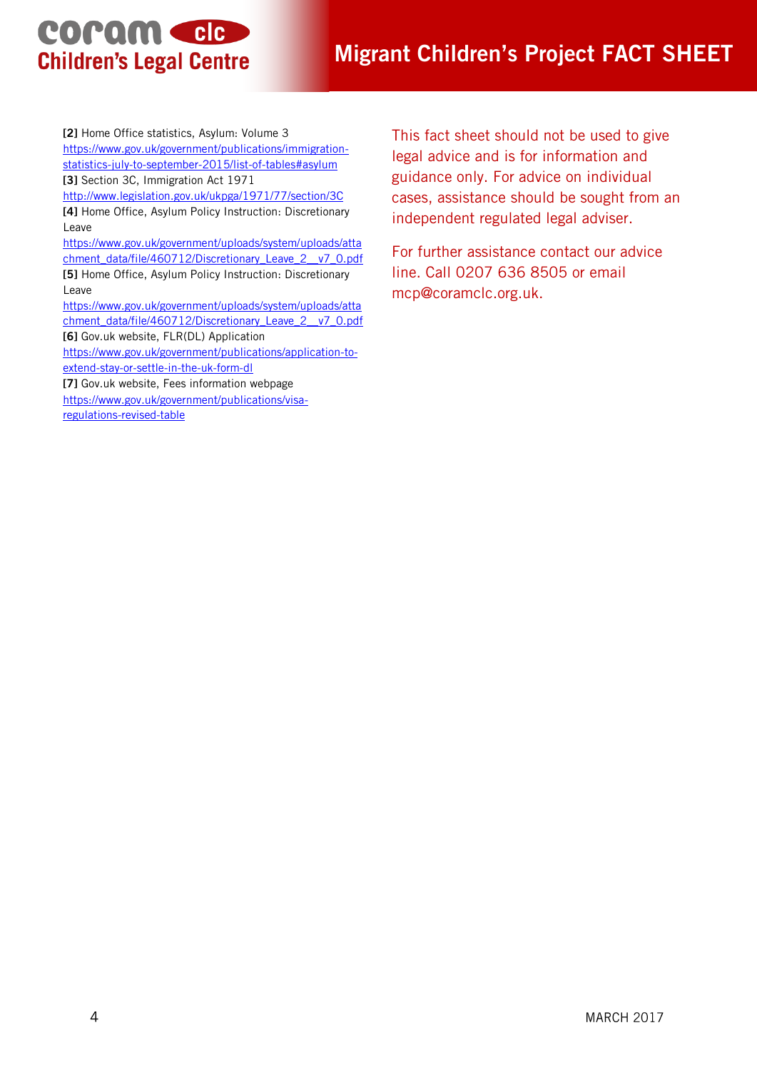**[2]** Home Office statistics, Asylum: Volume 3
https://www.gov.uk/government/publications/immigration-statistics-july-to-september-2015/list-of-tables#asylum

**[3]** Section 3C, Immigration Act 1971
http://www.legislation.gov.uk/ukpga/1971/77/section/3C

**[4]** Home Office, Asylum Policy Instruction: Discretionary Leave
https://www.gov.uk/government/uploads/system/uploads/attachment_data/file/460712/Discretionary_Leave_2__v7_0.pdf

**[5]** Home Office, Asylum Policy Instruction: Discretionary Leave
https://www.gov.uk/government/uploads/system/uploads/attachment_data/file/460712/Discretionary_Leave_2__v7_0.pdf

**[6]** Gov.uk website, FLR(DL) Application
https://www.gov.uk/government/publications/application-to-extend-stay-or-settle-in-the-uk-form-dl

**[7]** Gov.uk website, Fees information webpage
https://www.gov.uk/government/publications/visa-regulations-revised-table

This fact sheet should not be used to give legal advice and is for information and guidance only. For advice on individual cases, assistance should be sought from an independent regulated legal adviser.

For further assistance contact our advice line. Call 0207 636 8505 or email mcp@coramclc.org.uk.